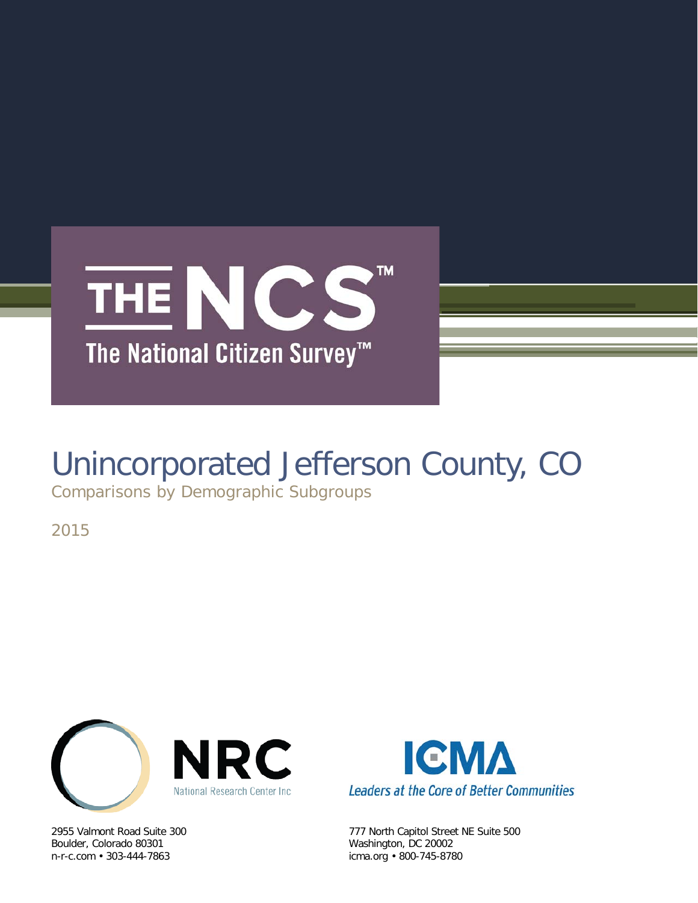# THE NCS™

## The National Citizen Survey™

# Unincorporated Jefferson County, CO

Comparisons by Demographic Subgroups

2015

NRC
National Research Center Inc

2955 Valmont Road Suite 300
Boulder, Colorado 80301
n-r-c.com • 303-444-7863

ICMA
*Leaders at the Core of Better Communities*

777 North Capitol Street NE Suite 500
Washington, DC 20002
icma.org • 800-745-8780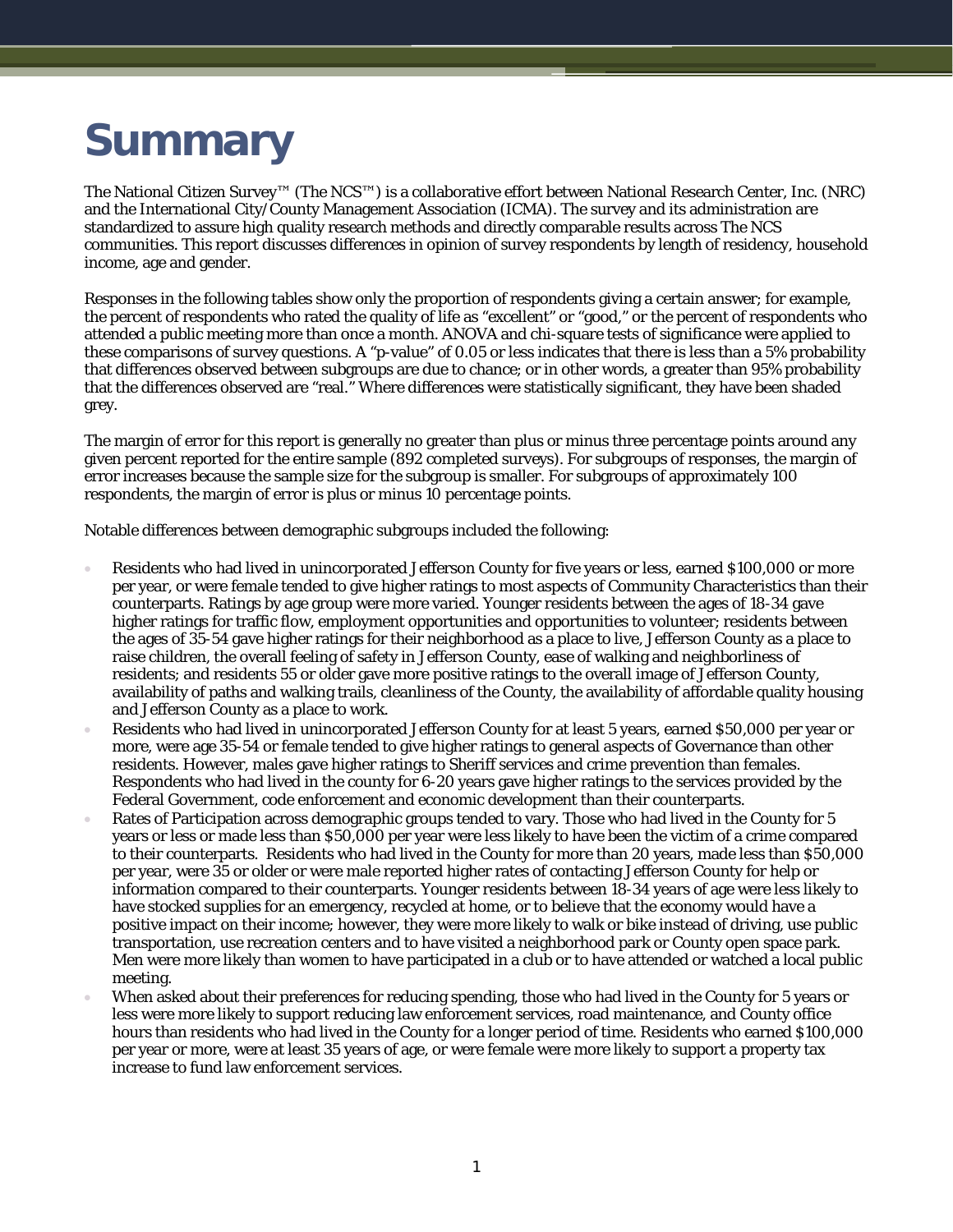# Summary

The National Citizen Survey™ (The NCS™) is a collaborative effort between National Research Center, Inc. (NRC) and the International City/County Management Association (ICMA). The survey and its administration are standardized to assure high quality research methods and directly comparable results across The NCS communities. This report discusses differences in opinion of survey respondents by length of residency, household income, age and gender.

Responses in the following tables show only the proportion of respondents giving a certain answer; for example, the percent of respondents who rated the quality of life as "excellent" or "good," or the percent of respondents who attended a public meeting more than once a month. ANOVA and chi-square tests of significance were applied to these comparisons of survey questions. A "p-value" of 0.05 or less indicates that there is less than a 5% probability that differences observed between subgroups are due to chance; or in other words, a greater than 95% probability that the differences observed are "real." Where differences were statistically significant, they have been shaded grey.

The margin of error for this report is generally no greater than plus or minus three percentage points around any given percent reported for the entire sample (892 completed surveys). For subgroups of responses, the margin of error increases because the sample size for the subgroup is smaller. For subgroups of approximately 100 respondents, the margin of error is plus or minus 10 percentage points.

Notable differences between demographic subgroups included the following:

- Residents who had lived in unincorporated Jefferson County for five years or less, earned $100,000 or more per year, or were female tended to give higher ratings to most aspects of Community Characteristics than their counterparts. Ratings by age group were more varied. Younger residents between the ages of 18-34 gave higher ratings for traffic flow, employment opportunities and opportunities to volunteer; residents between the ages of 35-54 gave higher ratings for their neighborhood as a place to live, Jefferson County as a place to raise children, the overall feeling of safety in Jefferson County, ease of walking and neighborliness of residents; and residents 55 or older gave more positive ratings to the overall image of Jefferson County, availability of paths and walking trails, cleanliness of the County, the availability of affordable quality housing and Jefferson County as a place to work.
- Residents who had lived in unincorporated Jefferson County for at least 5 years, earned $50,000 per year or more, were age 35-54 or female tended to give higher ratings to general aspects of Governance than other residents. However, males gave higher ratings to Sheriff services and crime prevention than females. Respondents who had lived in the county for 6-20 years gave higher ratings to the services provided by the Federal Government, code enforcement and economic development than their counterparts.
- Rates of Participation across demographic groups tended to vary. Those who had lived in the County for 5 years or less or made less than $50,000 per year were less likely to have been the victim of a crime compared to their counterparts. Residents who had lived in the County for more than 20 years, made less than $50,000 per year, were 35 or older or were male reported higher rates of contacting Jefferson County for help or information compared to their counterparts. Younger residents between 18-34 years of age were less likely to have stocked supplies for an emergency, recycled at home, or to believe that the economy would have a positive impact on their income; however, they were more likely to walk or bike instead of driving, use public transportation, use recreation centers and to have visited a neighborhood park or County open space park. Men were more likely than women to have participated in a club or to have attended or watched a local public meeting.
- When asked about their preferences for reducing spending, those who had lived in the County for 5 years or less were more likely to support reducing law enforcement services, road maintenance, and County office hours than residents who had lived in the County for a longer period of time. Residents who earned $100,000 per year or more, were at least 35 years of age, or were female were more likely to support a property tax increase to fund law enforcement services.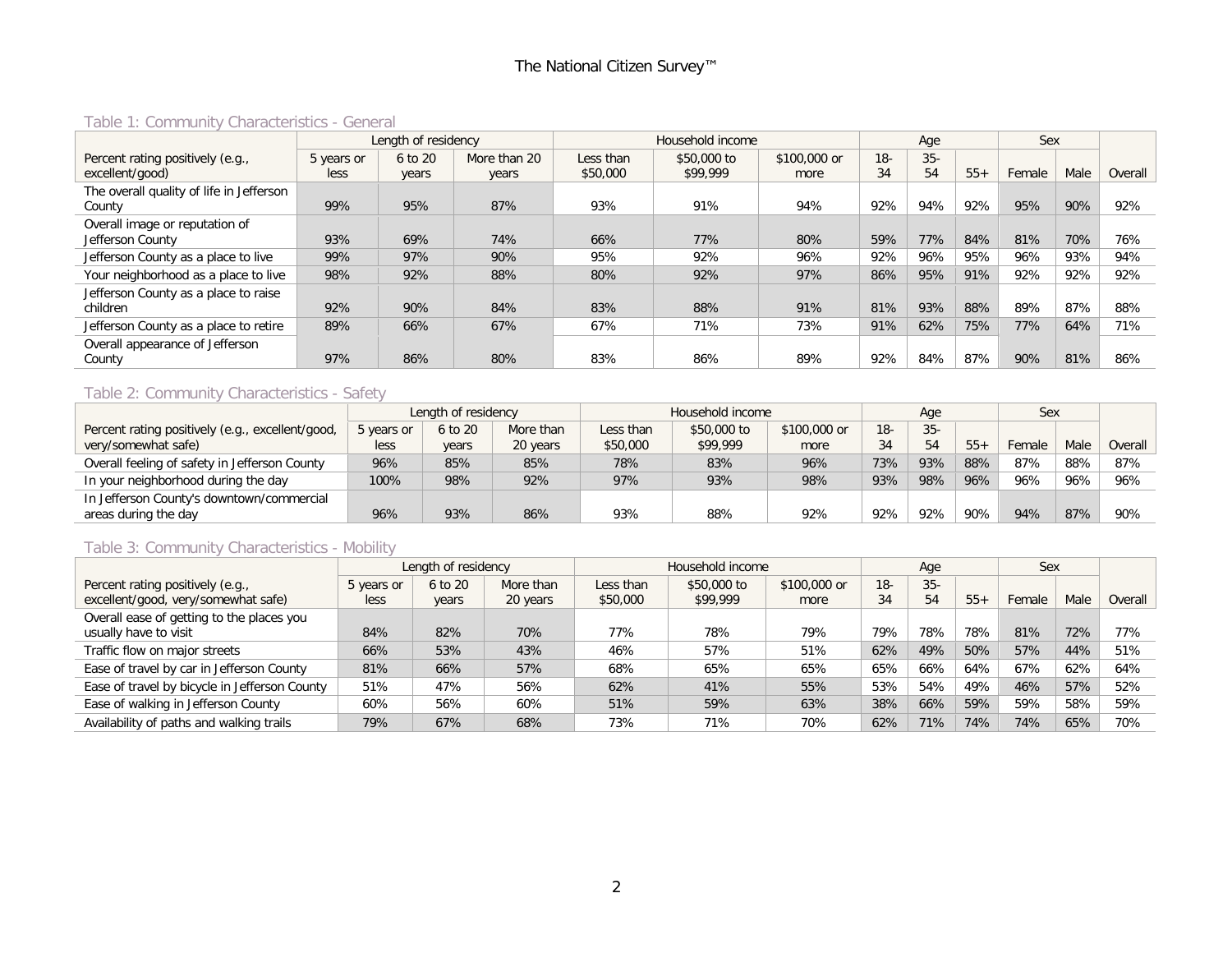### Table 1: Community Characteristics - General

| Percent rating positively (e.g., excellent/good) | Length of residency | | | Household income | | | Age | | | Sex | | Overall |
|---|---|---|---|---|---|---|---|---|---|---|---|---|
| | 5 years or less | 6 to 20 years | More than 20 years | Less than $50,000 | $50,000 to $99,999 | $100,000 or more | 18-34 | 35-54 | 55+ | Female | Male | Overall |
| The overall quality of life in Jefferson County | 99% | 95% | 87% | 93% | 91% | 94% | 92% | 94% | 92% | 95% | 90% | 92% |
| Overall image or reputation of Jefferson County | 93% | 69% | 74% | 66% | 77% | 80% | 59% | 77% | 84% | 81% | 70% | 76% |
| Jefferson County as a place to live | 99% | 97% | 90% | 95% | 92% | 96% | 92% | 96% | 95% | 96% | 93% | 94% |
| Your neighborhood as a place to live | 98% | 92% | 88% | 80% | 92% | 97% | 86% | 95% | 91% | 92% | 92% | 92% |
| Jefferson County as a place to raise children | 92% | 90% | 84% | 83% | 88% | 91% | 81% | 93% | 88% | 89% | 87% | 88% |
| Jefferson County as a place to retire | 89% | 66% | 67% | 67% | 71% | 73% | 91% | 62% | 75% | 77% | 64% | 71% |
| Overall appearance of Jefferson County | 97% | 86% | 80% | 83% | 86% | 89% | 92% | 84% | 87% | 90% | 81% | 86% |

### Table 2: Community Characteristics - Safety

| Percent rating positively (e.g., excellent/good, very/somewhat safe) | Length of residency | | | Household income | | | Age | | | Sex | | Overall |
|---|---|---|---|---|---|---|---|---|---|---|---|---|
| | 5 years or less | 6 to 20 years | More than 20 years | Less than $50,000 | $50,000 to $99,999 | $100,000 or more | 18-34 | 35-54 | 55+ | Female | Male | Overall |
| Overall feeling of safety in Jefferson County | 96% | 85% | 85% | 78% | 83% | 96% | 73% | 93% | 88% | 87% | 88% | 87% |
| In your neighborhood during the day | 100% | 98% | 92% | 97% | 93% | 98% | 93% | 98% | 96% | 96% | 96% | 96% |
| In Jefferson County's downtown/commercial areas during the day | 96% | 93% | 86% | 93% | 88% | 92% | 92% | 92% | 90% | 94% | 87% | 90% |

### Table 3: Community Characteristics - Mobility

| Percent rating positively (e.g., excellent/good, very/somewhat safe) | Length of residency | | | Household income | | | Age | | | Sex | | Overall |
|---|---|---|---|---|---|---|---|---|---|---|---|---|
| | 5 years or less | 6 to 20 years | More than 20 years | Less than $50,000 | $50,000 to $99,999 | $100,000 or more | 18-34 | 35-54 | 55+ | Female | Male | Overall |
| Overall ease of getting to the places you usually have to visit | 84% | 82% | 70% | 77% | 78% | 79% | 79% | 78% | 78% | 81% | 72% | 77% |
| Traffic flow on major streets | 66% | 53% | 43% | 46% | 57% | 51% | 62% | 49% | 50% | 57% | 44% | 51% |
| Ease of travel by car in Jefferson County | 81% | 66% | 57% | 68% | 65% | 65% | 65% | 66% | 64% | 67% | 62% | 64% |
| Ease of travel by bicycle in Jefferson County | 51% | 47% | 56% | 62% | 41% | 55% | 53% | 54% | 49% | 46% | 57% | 52% |
| Ease of walking in Jefferson County | 60% | 56% | 60% | 51% | 59% | 63% | 38% | 66% | 59% | 59% | 58% | 59% |
| Availability of paths and walking trails | 79% | 67% | 68% | 73% | 71% | 70% | 62% | 71% | 74% | 74% | 65% | 70% |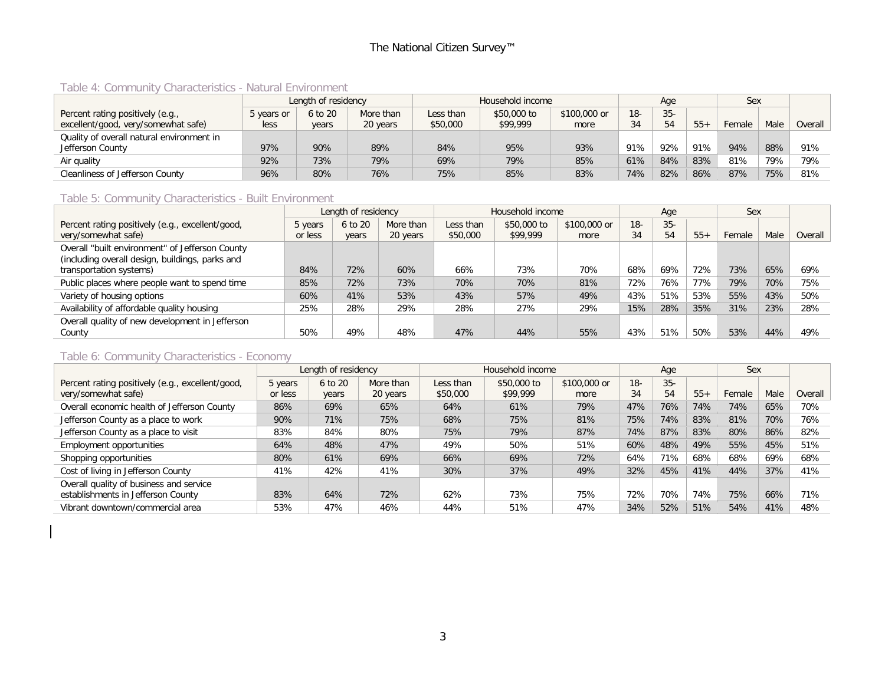### Table 4: Community Characteristics - Natural Environment

| Percent rating positively (e.g., excellent/good, very/somewhat safe) | Length of residency | | | Household income | | | Age | | | Sex | | Overall |
|---|---|---|---|---|---|---|---|---|---|---|---|---|
| | 5 years or less | 6 to 20 years | More than 20 years | Less than $50,000 | $50,000 to $99,999 | $100,000 or more | 18-34 | 35-54 | 55+ | Female | Male | |
| Quality of overall natural environment in Jefferson County | 97% | 90% | 89% | 84% | 95% | 93% | 91% | 92% | 91% | 94% | 88% | 91% |
| Air quality | 92% | 73% | 79% | 69% | 79% | 85% | 61% | 84% | 83% | 81% | 79% | 79% |
| Cleanliness of Jefferson County | 96% | 80% | 76% | 75% | 85% | 83% | 74% | 82% | 86% | 87% | 75% | 81% |

### Table 5: Community Characteristics - Built Environment

| Percent rating positively (e.g., excellent/good, very/somewhat safe) | Length of residency | | | Household income | | | Age | | | Sex | | Overall |
|---|---|---|---|---|---|---|---|---|---|---|---|---|
| | 5 years or less | 6 to 20 years | More than 20 years | Less than $50,000 | $50,000 to $99,999 | $100,000 or more | 18-34 | 35-54 | 55+ | Female | Male | |
| Overall "built environment" of Jefferson County (including overall design, buildings, parks and transportation systems) | 84% | 72% | 60% | 66% | 73% | 70% | 68% | 69% | 72% | 73% | 65% | 69% |
| Public places where people want to spend time | 85% | 72% | 73% | 70% | 70% | 81% | 72% | 76% | 77% | 79% | 70% | 75% |
| Variety of housing options | 60% | 41% | 53% | 43% | 57% | 49% | 43% | 51% | 53% | 55% | 43% | 50% |
| Availability of affordable quality housing | 25% | 28% | 29% | 28% | 27% | 29% | 15% | 28% | 35% | 31% | 23% | 28% |
| Overall quality of new development in Jefferson County | 50% | 49% | 48% | 47% | 44% | 55% | 43% | 51% | 50% | 53% | 44% | 49% |

### Table 6: Community Characteristics - Economy

| Percent rating positively (e.g., excellent/good, very/somewhat safe) | Length of residency | | | Household income | | | Age | | | Sex | | Overall |
|---|---|---|---|---|---|---|---|---|---|---|---|---|
| | 5 years or less | 6 to 20 years | More than 20 years | Less than $50,000 | $50,000 to $99,999 | $100,000 or more | 18-34 | 35-54 | 55+ | Female | Male | |
| Overall economic health of Jefferson County | 86% | 69% | 65% | 64% | 61% | 79% | 47% | 76% | 74% | 74% | 65% | 70% |
| Jefferson County as a place to work | 90% | 71% | 75% | 68% | 75% | 81% | 75% | 74% | 83% | 81% | 70% | 76% |
| Jefferson County as a place to visit | 83% | 84% | 80% | 75% | 79% | 87% | 74% | 87% | 83% | 80% | 86% | 82% |
| Employment opportunities | 64% | 48% | 47% | 49% | 50% | 51% | 60% | 48% | 49% | 55% | 45% | 51% |
| Shopping opportunities | 80% | 61% | 69% | 66% | 69% | 72% | 64% | 71% | 68% | 68% | 69% | 68% |
| Cost of living in Jefferson County | 41% | 42% | 41% | 30% | 37% | 49% | 32% | 45% | 41% | 44% | 37% | 41% |
| Overall quality of business and service establishments in Jefferson County | 83% | 64% | 72% | 62% | 73% | 75% | 72% | 70% | 74% | 75% | 66% | 71% |
| Vibrant downtown/commercial area | 53% | 47% | 46% | 44% | 51% | 47% | 34% | 52% | 51% | 54% | 41% | 48% |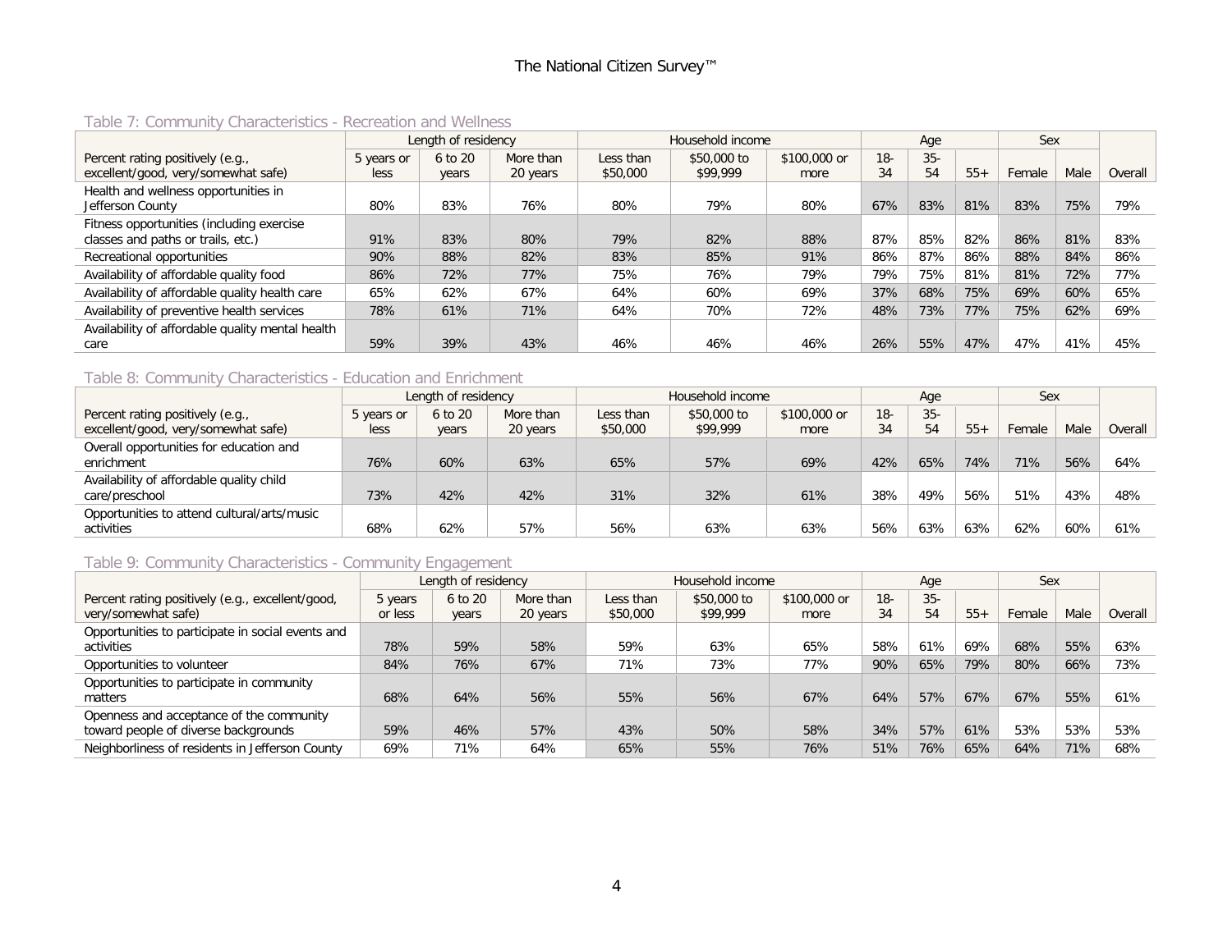### Table 7: Community Characteristics - Recreation and Wellness

| | Length of residency | | | Household income | | | Age | | | Sex | | |
|---|---|---|---|---|---|---|---|---|---|---|---|---|
| Percent rating positively (e.g., excellent/good, very/somewhat safe) | 5 years or less | 6 to 20 years | More than 20 years | Less than $50,000 | $50,000 to $99,999 | $100,000 or more | 18-34 | 35-54 | 55+ | Female | Male | Overall |
| Health and wellness opportunities in Jefferson County | 80% | 83% | 76% | 80% | 79% | 80% | 67% | 83% | 81% | 83% | 75% | 79% |
| Fitness opportunities (including exercise classes and paths or trails, etc.) | 91% | 83% | 80% | 79% | 82% | 88% | 87% | 85% | 82% | 86% | 81% | 83% |
| Recreational opportunities | 90% | 88% | 82% | 83% | 85% | 91% | 86% | 87% | 86% | 88% | 84% | 86% |
| Availability of affordable quality food | 86% | 72% | 77% | 75% | 76% | 79% | 79% | 75% | 81% | 81% | 72% | 77% |
| Availability of affordable quality health care | 65% | 62% | 67% | 64% | 60% | 69% | 37% | 68% | 75% | 69% | 60% | 65% |
| Availability of preventive health services | 78% | 61% | 71% | 64% | 70% | 72% | 48% | 73% | 77% | 75% | 62% | 69% |
| Availability of affordable quality mental health care | 59% | 39% | 43% | 46% | 46% | 46% | 26% | 55% | 47% | 47% | 41% | 45% |

### Table 8: Community Characteristics - Education and Enrichment

| | Length of residency | | | Household income | | | Age | | | Sex | | |
|---|---|---|---|---|---|---|---|---|---|---|---|---|
| Percent rating positively (e.g., excellent/good, very/somewhat safe) | 5 years or less | 6 to 20 years | More than 20 years | Less than $50,000 | $50,000 to $99,999 | $100,000 or more | 18-34 | 35-54 | 55+ | Female | Male | Overall |
| Overall opportunities for education and enrichment | 76% | 60% | 63% | 65% | 57% | 69% | 42% | 65% | 74% | 71% | 56% | 64% |
| Availability of affordable quality child care/preschool | 73% | 42% | 42% | 31% | 32% | 61% | 38% | 49% | 56% | 51% | 43% | 48% |
| Opportunities to attend cultural/arts/music activities | 68% | 62% | 57% | 56% | 63% | 63% | 56% | 63% | 63% | 62% | 60% | 61% |

### Table 9: Community Characteristics - Community Engagement

| | Length of residency | | | Household income | | | Age | | | Sex | | |
|---|---|---|---|---|---|---|---|---|---|---|---|---|
| Percent rating positively (e.g., excellent/good, very/somewhat safe) | 5 years or less | 6 to 20 years | More than 20 years | Less than $50,000 | $50,000 to $99,999 | $100,000 or more | 18-34 | 35-54 | 55+ | Female | Male | Overall |
| Opportunities to participate in social events and activities | 78% | 59% | 58% | 59% | 63% | 65% | 58% | 61% | 69% | 68% | 55% | 63% |
| Opportunities to volunteer | 84% | 76% | 67% | 71% | 73% | 77% | 90% | 65% | 79% | 80% | 66% | 73% |
| Opportunities to participate in community matters | 68% | 64% | 56% | 55% | 56% | 67% | 64% | 57% | 67% | 67% | 55% | 61% |
| Openness and acceptance of the community toward people of diverse backgrounds | 59% | 46% | 57% | 43% | 50% | 58% | 34% | 57% | 61% | 53% | 53% | 53% |
| Neighborliness of residents in Jefferson County | 69% | 71% | 64% | 65% | 55% | 76% | 51% | 76% | 65% | 64% | 71% | 68% |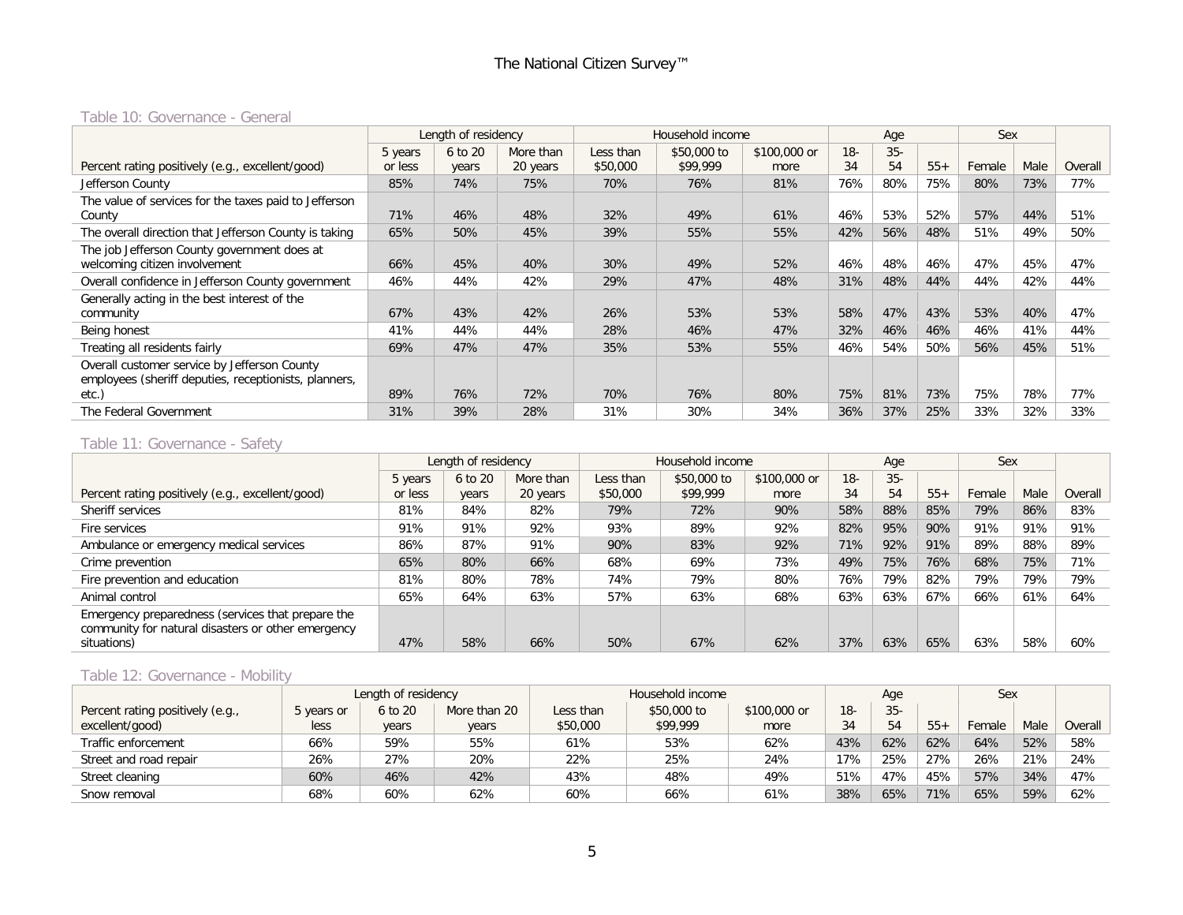### Table 10: Governance - General

| Percent rating positively (e.g., excellent/good) | Length of residency | | | Household income | | | Age | | | Sex | | Overall |
|---|---|---|---|---|---|---|---|---|---|---|---|---|
| | 5 years or less | 6 to 20 years | More than 20 years | Less than $50,000 | $50,000 to $99,999 | $100,000 or more | 18-34 | 35-54 | 55+ | Female | Male | Overall |
| Jefferson County | 85% | 74% | 75% | 70% | 76% | 81% | 76% | 80% | 75% | 80% | 73% | 77% |
| The value of services for the taxes paid to Jefferson County | 71% | 46% | 48% | 32% | 49% | 61% | 46% | 53% | 52% | 57% | 44% | 51% |
| The overall direction that Jefferson County is taking | 65% | 50% | 45% | 39% | 55% | 55% | 42% | 56% | 48% | 51% | 49% | 50% |
| The job Jefferson County government does at welcoming citizen involvement | 66% | 45% | 40% | 30% | 49% | 52% | 46% | 48% | 46% | 47% | 45% | 47% |
| Overall confidence in Jefferson County government | 46% | 44% | 42% | 29% | 47% | 48% | 31% | 48% | 44% | 44% | 42% | 44% |
| Generally acting in the best interest of the community | 67% | 43% | 42% | 26% | 53% | 53% | 58% | 47% | 43% | 53% | 40% | 47% |
| Being honest | 41% | 44% | 44% | 28% | 46% | 47% | 32% | 46% | 46% | 46% | 41% | 44% |
| Treating all residents fairly | 69% | 47% | 47% | 35% | 53% | 55% | 46% | 54% | 50% | 56% | 45% | 51% |
| Overall customer service by Jefferson County employees (sheriff deputies, receptionists, planners, etc.) | 89% | 76% | 72% | 70% | 76% | 80% | 75% | 81% | 73% | 75% | 78% | 77% |
| The Federal Government | 31% | 39% | 28% | 31% | 30% | 34% | 36% | 37% | 25% | 33% | 32% | 33% |

### Table 11: Governance - Safety

| Percent rating positively (e.g., excellent/good) | Length of residency | | | Household income | | | Age | | | Sex | | Overall |
|---|---|---|---|---|---|---|---|---|---|---|---|---|
| | 5 years or less | 6 to 20 years | More than 20 years | Less than $50,000 | $50,000 to $99,999 | $100,000 or more | 18-34 | 35-54 | 55+ | Female | Male | Overall |
| Sheriff services | 81% | 84% | 82% | 79% | 72% | 90% | 58% | 88% | 85% | 79% | 86% | 83% |
| Fire services | 91% | 91% | 92% | 93% | 89% | 92% | 82% | 95% | 90% | 91% | 91% | 91% |
| Ambulance or emergency medical services | 86% | 87% | 91% | 90% | 83% | 92% | 71% | 92% | 91% | 89% | 88% | 89% |
| Crime prevention | 65% | 80% | 66% | 68% | 69% | 73% | 49% | 75% | 76% | 68% | 75% | 71% |
| Fire prevention and education | 81% | 80% | 78% | 74% | 79% | 80% | 76% | 79% | 82% | 79% | 79% | 79% |
| Animal control | 65% | 64% | 63% | 57% | 63% | 68% | 63% | 63% | 67% | 66% | 61% | 64% |
| Emergency preparedness (services that prepare the community for natural disasters or other emergency situations) | 47% | 58% | 66% | 50% | 67% | 62% | 37% | 63% | 65% | 63% | 58% | 60% |

### Table 12: Governance - Mobility

| Percent rating positively (e.g., excellent/good) | Length of residency | | | Household income | | | Age | | | Sex | | Overall |
|---|---|---|---|---|---|---|---|---|---|---|---|---|
| | 5 years or less | 6 to 20 years | More than 20 years | Less than $50,000 | $50,000 to $99,999 | $100,000 or more | 18-34 | 35-54 | 55+ | Female | Male | Overall |
| Traffic enforcement | 66% | 59% | 55% | 61% | 53% | 62% | 43% | 62% | 62% | 64% | 52% | 58% |
| Street and road repair | 26% | 27% | 20% | 22% | 25% | 24% | 17% | 25% | 27% | 26% | 21% | 24% |
| Street cleaning | 60% | 46% | 42% | 43% | 48% | 49% | 51% | 47% | 45% | 57% | 34% | 47% |
| Snow removal | 68% | 60% | 62% | 60% | 66% | 61% | 38% | 65% | 71% | 65% | 59% | 62% |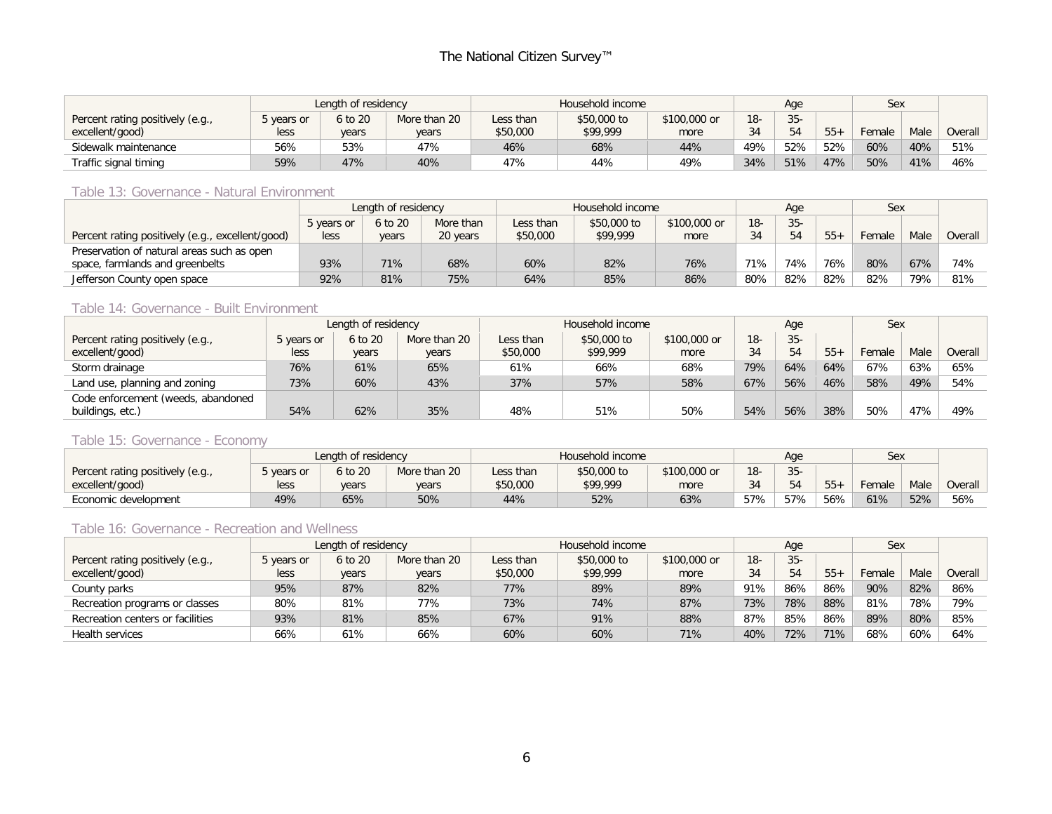| Percent rating positively (e.g., excellent/good) | Length of residency | | | Household income | | | Age | | | Sex | | Overall |
|---|---|---|---|---|---|---|---|---|---|---|---|---|
| | 5 years or less | 6 to 20 years | More than 20 years | Less than $50,000 | $50,000 to $99,999 | $100,000 or more | 18-34 | 35-54 | 55+ | Female | Male | |
| Sidewalk maintenance | 56% | 53% | 47% | 46% | 68% | 44% | 49% | 52% | 52% | 60% | 40% | 51% |
| Traffic signal timing | 59% | 47% | 40% | 47% | 44% | 49% | 34% | 51% | 47% | 50% | 41% | 46% |

## Table 13: Governance - Natural Environment

| Percent rating positively (e.g., excellent/good) | Length of residency | | | Household income | | | Age | | | Sex | | Overall |
|---|---|---|---|---|---|---|---|---|---|---|---|---|
| | 5 years or less | 6 to 20 years | More than 20 years | Less than $50,000 | $50,000 to $99,999 | $100,000 or more | 18-34 | 35-54 | 55+ | Female | Male | |
| Preservation of natural areas such as open space, farmlands and greenbelts | 93% | 71% | 68% | 60% | 82% | 76% | 71% | 74% | 76% | 80% | 67% | 74% |
| Jefferson County open space | 92% | 81% | 75% | 64% | 85% | 86% | 80% | 82% | 82% | 82% | 79% | 81% |

## Table 14: Governance - Built Environment

| Percent rating positively (e.g., excellent/good) | Length of residency | | | Household income | | | Age | | | Sex | | Overall |
|---|---|---|---|---|---|---|---|---|---|---|---|---|
| | 5 years or less | 6 to 20 years | More than 20 years | Less than $50,000 | $50,000 to $99,999 | $100,000 or more | 18-34 | 35-54 | 55+ | Female | Male | |
| Storm drainage | 76% | 61% | 65% | 61% | 66% | 68% | 79% | 64% | 64% | 67% | 63% | 65% |
| Land use, planning and zoning | 73% | 60% | 43% | 37% | 57% | 58% | 67% | 56% | 46% | 58% | 49% | 54% |
| Code enforcement (weeds, abandoned buildings, etc.) | 54% | 62% | 35% | 48% | 51% | 50% | 54% | 56% | 38% | 50% | 47% | 49% |

## Table 15: Governance - Economy

| Percent rating positively (e.g., excellent/good) | Length of residency | | | Household income | | | Age | | | Sex | | Overall |
|---|---|---|---|---|---|---|---|---|---|---|---|---|
| | 5 years or less | 6 to 20 years | More than 20 years | Less than $50,000 | $50,000 to $99,999 | $100,000 or more | 18-34 | 35-54 | 55+ | Female | Male | |
| Economic development | 49% | 65% | 50% | 44% | 52% | 63% | 57% | 57% | 56% | 61% | 52% | 56% |

## Table 16: Governance - Recreation and Wellness

| Percent rating positively (e.g., excellent/good) | Length of residency | | | Household income | | | Age | | | Sex | | Overall |
|---|---|---|---|---|---|---|---|---|---|---|---|---|
| | 5 years or less | 6 to 20 years | More than 20 years | Less than $50,000 | $50,000 to $99,999 | $100,000 or more | 18-34 | 35-54 | 55+ | Female | Male | |
| County parks | 95% | 87% | 82% | 77% | 89% | 89% | 91% | 86% | 86% | 90% | 82% | 86% |
| Recreation programs or classes | 80% | 81% | 77% | 73% | 74% | 87% | 73% | 78% | 88% | 81% | 78% | 79% |
| Recreation centers or facilities | 93% | 81% | 85% | 67% | 91% | 88% | 87% | 85% | 86% | 89% | 80% | 85% |
| Health services | 66% | 61% | 66% | 60% | 60% | 71% | 40% | 72% | 71% | 68% | 60% | 64% |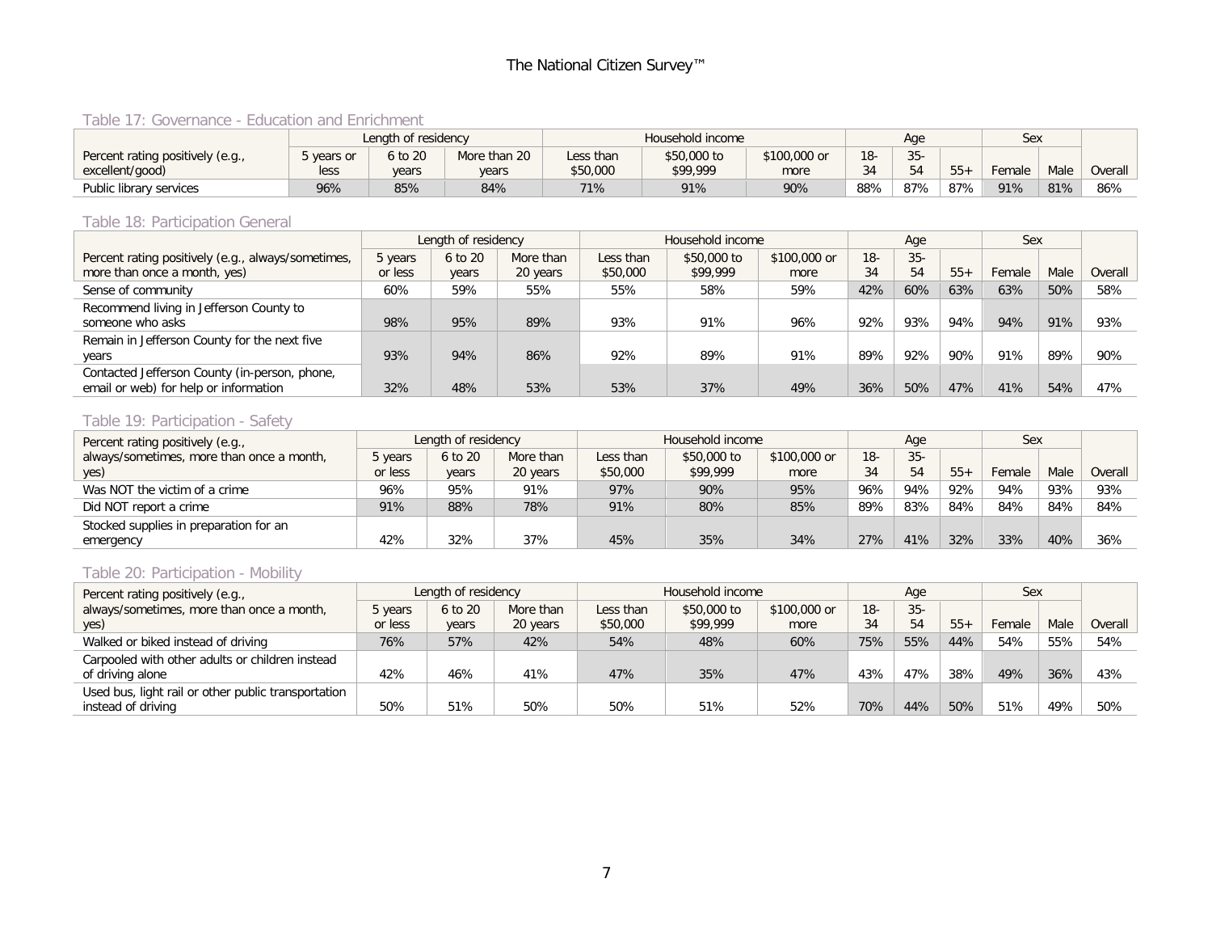### Table 17: Governance - Education and Enrichment

| Percent rating positively (e.g., excellent/good) | Length of residency | | | Household income | | | Age | | | Sex | | Overall |
|---|---|---|---|---|---|---|---|---|---|---|---|---|
| | 5 years or less | 6 to 20 years | More than 20 years | Less than $50,000 | $50,000 to $99,999 | $100,000 or more | 18-34 | 35-54 | 55+ | Female | Male | |
| Public library services | 96% | 85% | 84% | 71% | 91% | 90% | 88% | 87% | 87% | 91% | 81% | 86% |

### Table 18: Participation General

| Percent rating positively (e.g., always/sometimes, more than once a month, yes) | Length of residency | | | Household income | | | Age | | | Sex | | Overall |
|---|---|---|---|---|---|---|---|---|---|---|---|---|
| | 5 years or less | 6 to 20 years | More than 20 years | Less than $50,000 | $50,000 to $99,999 | $100,000 or more | 18-34 | 35-54 | 55+ | Female | Male | |
| Sense of community | 60% | 59% | 55% | 55% | 58% | 59% | 42% | 60% | 63% | 63% | 50% | 58% |
| Recommend living in Jefferson County to someone who asks | 98% | 95% | 89% | 93% | 91% | 96% | 92% | 93% | 94% | 94% | 91% | 93% |
| Remain in Jefferson County for the next five years | 93% | 94% | 86% | 92% | 89% | 91% | 89% | 92% | 90% | 91% | 89% | 90% |
| Contacted Jefferson County (in-person, phone, email or web) for help or information | 32% | 48% | 53% | 53% | 37% | 49% | 36% | 50% | 47% | 41% | 54% | 47% |

### Table 19: Participation - Safety

| Percent rating positively (e.g., always/sometimes, more than once a month, yes) | Length of residency | | | Household income | | | Age | | | Sex | | Overall |
|---|---|---|---|---|---|---|---|---|---|---|---|---|
| | 5 years or less | 6 to 20 years | More than 20 years | Less than $50,000 | $50,000 to $99,999 | $100,000 or more | 18-34 | 35-54 | 55+ | Female | Male | |
| Was NOT the victim of a crime | 96% | 95% | 91% | 97% | 90% | 95% | 96% | 94% | 92% | 94% | 93% | 93% |
| Did NOT report a crime | 91% | 88% | 78% | 91% | 80% | 85% | 89% | 83% | 84% | 84% | 84% | 84% |
| Stocked supplies in preparation for an emergency | 42% | 32% | 37% | 45% | 35% | 34% | 27% | 41% | 32% | 33% | 40% | 36% |

### Table 20: Participation - Mobility

| Percent rating positively (e.g., always/sometimes, more than once a month, yes) | Length of residency | | | Household income | | | Age | | | Sex | | Overall |
|---|---|---|---|---|---|---|---|---|---|---|---|---|
| | 5 years or less | 6 to 20 years | More than 20 years | Less than $50,000 | $50,000 to $99,999 | $100,000 or more | 18-34 | 35-54 | 55+ | Female | Male | |
| Walked or biked instead of driving | 76% | 57% | 42% | 54% | 48% | 60% | 75% | 55% | 44% | 54% | 55% | 54% |
| Carpooled with other adults or children instead of driving alone | 42% | 46% | 41% | 47% | 35% | 47% | 43% | 47% | 38% | 49% | 36% | 43% |
| Used bus, light rail or other public transportation instead of driving | 50% | 51% | 50% | 50% | 51% | 52% | 70% | 44% | 50% | 51% | 49% | 50% |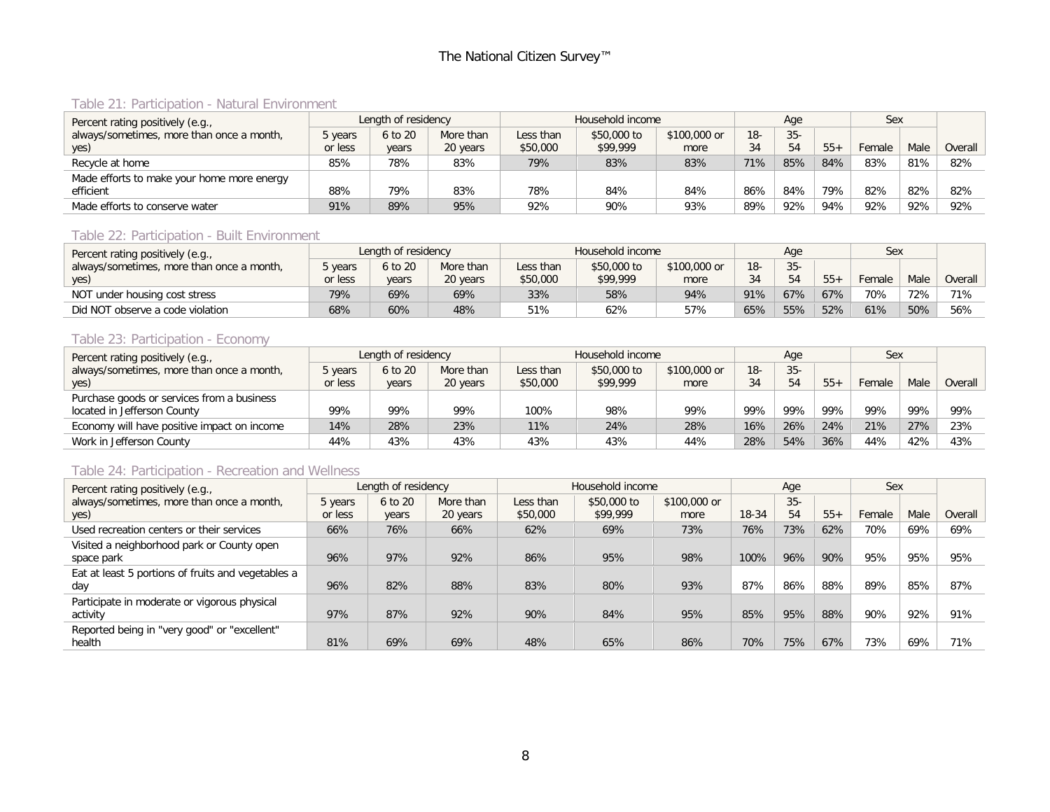### Table 21: Participation - Natural Environment

| Percent rating positively (e.g., always/sometimes, more than once a month, yes) | Length of residency | | | Household income | | | Age | | | Sex | | Overall |
|---|---|---|---|---|---|---|---|---|---|---|---|---|
| | 5 years or less | 6 to 20 years | More than 20 years | Less than $50,000 | $50,000 to $99,999 | $100,000 or more | 18-34 | 35-54 | 55+ | Female | Male | |
| Recycle at home | 85% | 78% | 83% | 79% | 83% | 83% | 71% | 85% | 84% | 83% | 81% | 82% |
| Made efforts to make your home more energy efficient | 88% | 79% | 83% | 78% | 84% | 84% | 86% | 84% | 79% | 82% | 82% | 82% |
| Made efforts to conserve water | 91% | 89% | 95% | 92% | 90% | 93% | 89% | 92% | 94% | 92% | 92% | 92% |

### Table 22: Participation - Built Environment

| Percent rating positively (e.g., always/sometimes, more than once a month, yes) | Length of residency | | | Household income | | | Age | | | Sex | | Overall |
|---|---|---|---|---|---|---|---|---|---|---|---|---|
| | 5 years or less | 6 to 20 years | More than 20 years | Less than $50,000 | $50,000 to $99,999 | $100,000 or more | 18-34 | 35-54 | 55+ | Female | Male | |
| NOT under housing cost stress | 79% | 69% | 69% | 33% | 58% | 94% | 91% | 67% | 67% | 70% | 72% | 71% |
| Did NOT observe a code violation | 68% | 60% | 48% | 51% | 62% | 57% | 65% | 55% | 52% | 61% | 50% | 56% |

### Table 23: Participation - Economy

| Percent rating positively (e.g., always/sometimes, more than once a month, yes) | Length of residency | | | Household income | | | Age | | | Sex | | Overall |
|---|---|---|---|---|---|---|---|---|---|---|---|---|
| | 5 years or less | 6 to 20 years | More than 20 years | Less than $50,000 | $50,000 to $99,999 | $100,000 or more | 18-34 | 35-54 | 55+ | Female | Male | |
| Purchase goods or services from a business located in Jefferson County | 99% | 99% | 99% | 100% | 98% | 99% | 99% | 99% | 99% | 99% | 99% | 99% |
| Economy will have positive impact on income | 14% | 28% | 23% | 11% | 24% | 28% | 16% | 26% | 24% | 21% | 27% | 23% |
| Work in Jefferson County | 44% | 43% | 43% | 43% | 43% | 44% | 28% | 54% | 36% | 44% | 42% | 43% |

### Table 24: Participation - Recreation and Wellness

| Percent rating positively (e.g., always/sometimes, more than once a month, yes) | Length of residency | | | Household income | | | Age | | | Sex | | Overall |
|---|---|---|---|---|---|---|---|---|---|---|---|---|
| | 5 years or less | 6 to 20 years | More than 20 years | Less than $50,000 | $50,000 to $99,999 | $100,000 or more | 18-34 | 35-54 | 55+ | Female | Male | |
| Used recreation centers or their services | 66% | 76% | 66% | 62% | 69% | 73% | 76% | 73% | 62% | 70% | 69% | 69% |
| Visited a neighborhood park or County open space park | 96% | 97% | 92% | 86% | 95% | 98% | 100% | 96% | 90% | 95% | 95% | 95% |
| Eat at least 5 portions of fruits and vegetables a day | 96% | 82% | 88% | 83% | 80% | 93% | 87% | 86% | 88% | 89% | 85% | 87% |
| Participate in moderate or vigorous physical activity | 97% | 87% | 92% | 90% | 84% | 95% | 85% | 95% | 88% | 90% | 92% | 91% |
| Reported being in "very good" or "excellent" health | 81% | 69% | 69% | 48% | 65% | 86% | 70% | 75% | 67% | 73% | 69% | 71% |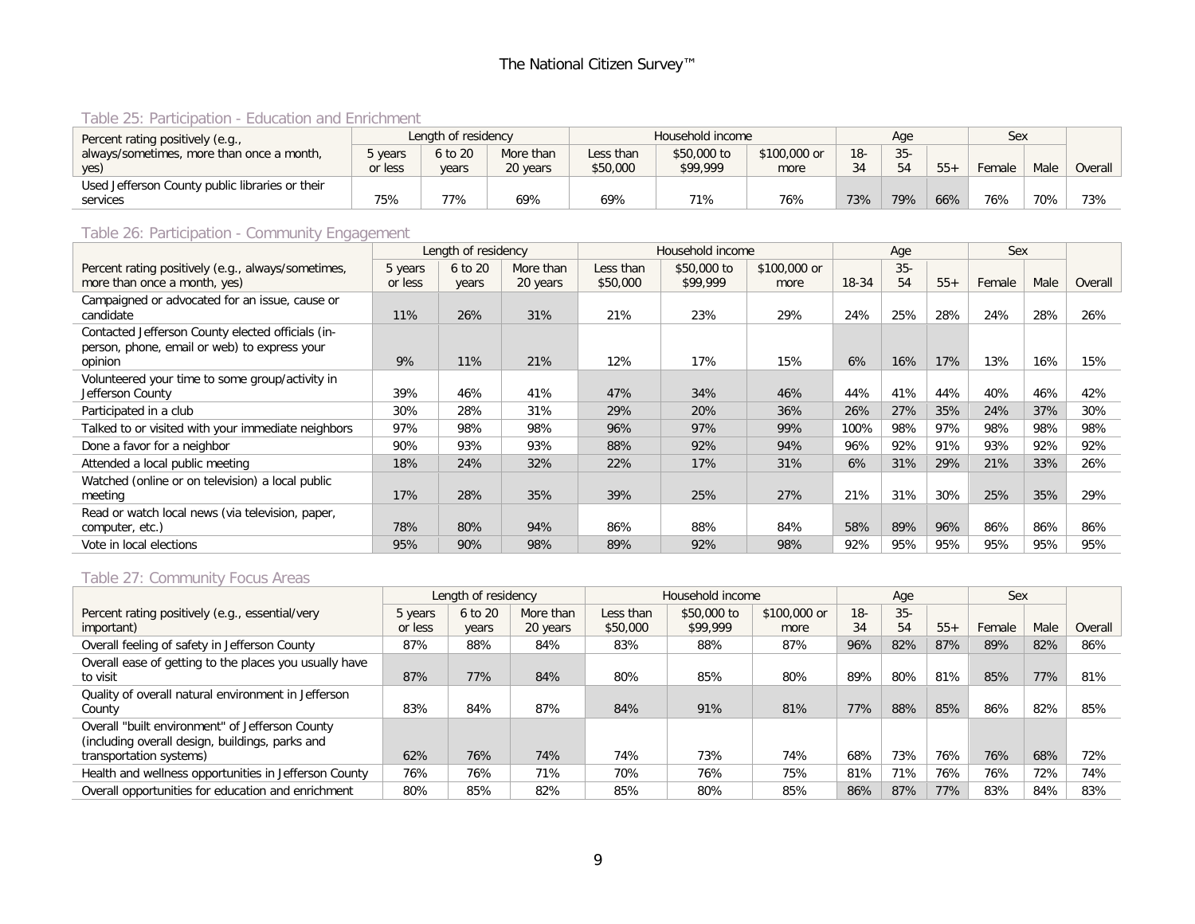### Table 25: Participation - Education and Enrichment

| Percent rating positively (e.g., always/sometimes, more than once a month, yes) | Length of residency | | | Household income | | | Age | | | Sex | | |
|---|---|---|---|---|---|---|---|---|---|---|---|---|
| | 5 years or less | 6 to 20 years | More than 20 years | Less than $50,000 | $50,000 to $99,999 | $100,000 or more | 18-34 | 35-54 | 55+ | Female | Male | Overall |
| Used Jefferson County public libraries or their services | 75% | 77% | 69% | 69% | 71% | 76% | 73% | 79% | 66% | 76% | 70% | 73% |

### Table 26: Participation - Community Engagement

| Percent rating positively (e.g., always/sometimes, more than once a month, yes) | Length of residency | | | Household income | | | Age | | | Sex | | |
|---|---|---|---|---|---|---|---|---|---|---|---|---|
| | 5 years or less | 6 to 20 years | More than 20 years | Less than $50,000 | $50,000 to $99,999 | $100,000 or more | 18-34 | 35-54 | 55+ | Female | Male | Overall |
| Campaigned or advocated for an issue, cause or candidate | 11% | 26% | 31% | 21% | 23% | 29% | 24% | 25% | 28% | 24% | 28% | 26% |
| Contacted Jefferson County elected officials (in-person, phone, email or web) to express your opinion | 9% | 11% | 21% | 12% | 17% | 15% | 6% | 16% | 17% | 13% | 16% | 15% |
| Volunteered your time to some group/activity in Jefferson County | 39% | 46% | 41% | 47% | 34% | 46% | 44% | 41% | 44% | 40% | 46% | 42% |
| Participated in a club | 30% | 28% | 31% | 29% | 20% | 36% | 26% | 27% | 35% | 24% | 37% | 30% |
| Talked to or visited with your immediate neighbors | 97% | 98% | 98% | 96% | 97% | 99% | 100% | 98% | 97% | 98% | 98% | 98% |
| Done a favor for a neighbor | 90% | 93% | 93% | 88% | 92% | 94% | 96% | 92% | 91% | 93% | 92% | 92% |
| Attended a local public meeting | 18% | 24% | 32% | 22% | 17% | 31% | 6% | 31% | 29% | 21% | 33% | 26% |
| Watched (online or on television) a local public meeting | 17% | 28% | 35% | 39% | 25% | 27% | 21% | 31% | 30% | 25% | 35% | 29% |
| Read or watch local news (via television, paper, computer, etc.) | 78% | 80% | 94% | 86% | 88% | 84% | 58% | 89% | 96% | 86% | 86% | 86% |
| Vote in local elections | 95% | 90% | 98% | 89% | 92% | 98% | 92% | 95% | 95% | 95% | 95% | 95% |

### Table 27: Community Focus Areas

| Percent rating positively (e.g., essential/very important) | Length of residency | | | Household income | | | Age | | | Sex | | |
|---|---|---|---|---|---|---|---|---|---|---|---|---|
| | 5 years or less | 6 to 20 years | More than 20 years | Less than $50,000 | $50,000 to $99,999 | $100,000 or more | 18-34 | 35-54 | 55+ | Female | Male | Overall |
| Overall feeling of safety in Jefferson County | 87% | 88% | 84% | 83% | 88% | 87% | 96% | 82% | 87% | 89% | 82% | 86% |
| Overall ease of getting to the places you usually have to visit | 87% | 77% | 84% | 80% | 85% | 80% | 89% | 80% | 81% | 85% | 77% | 81% |
| Quality of overall natural environment in Jefferson County | 83% | 84% | 87% | 84% | 91% | 81% | 77% | 88% | 85% | 86% | 82% | 85% |
| Overall "built environment" of Jefferson County (including overall design, buildings, parks and transportation systems) | 62% | 76% | 74% | 74% | 73% | 74% | 68% | 73% | 76% | 76% | 68% | 72% |
| Health and wellness opportunities in Jefferson County | 76% | 76% | 71% | 70% | 76% | 75% | 81% | 71% | 76% | 76% | 72% | 74% |
| Overall opportunities for education and enrichment | 80% | 85% | 82% | 85% | 80% | 85% | 86% | 87% | 77% | 83% | 84% | 83% |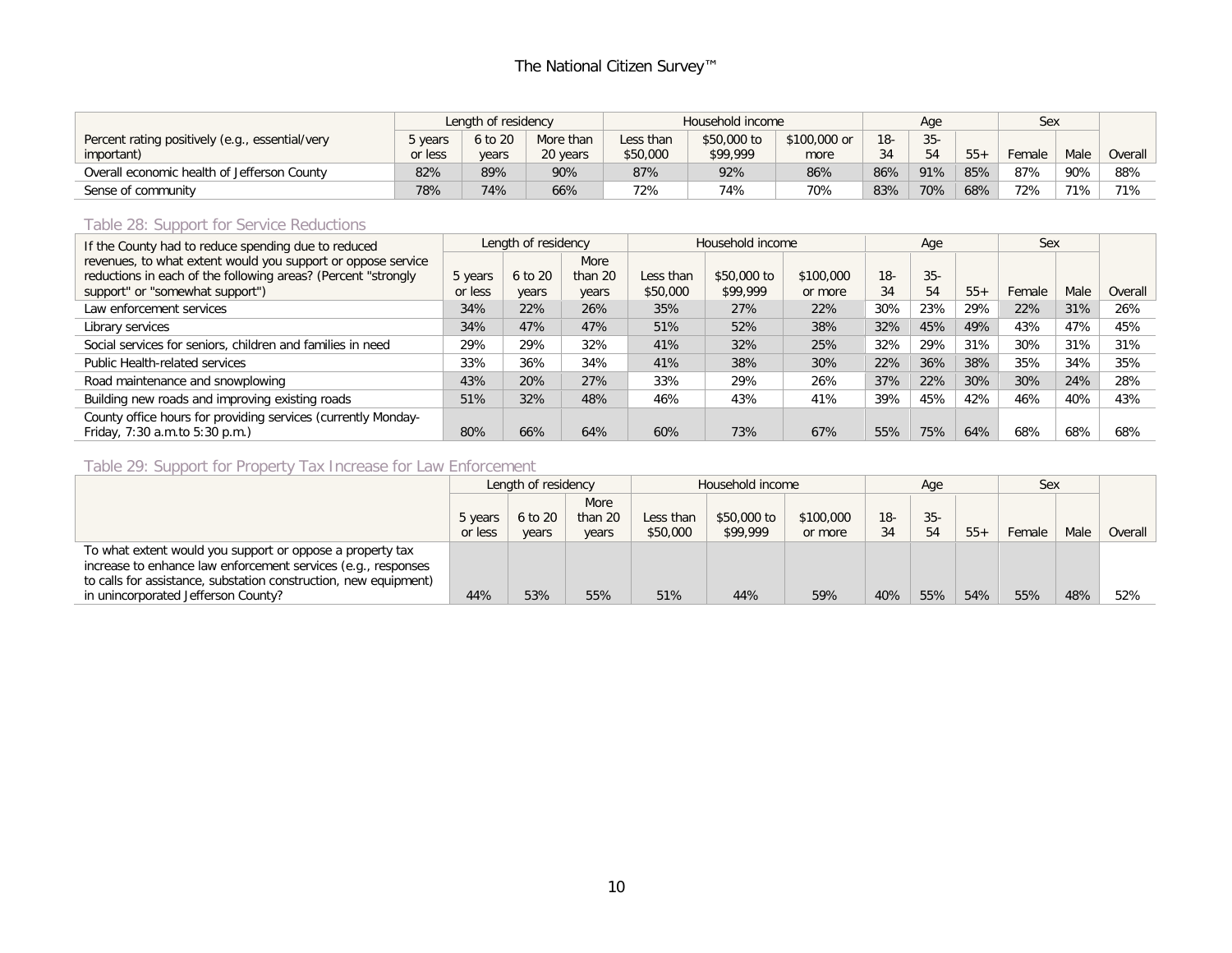| Percent rating positively (e.g., essential/very important) | Length of residency | | | Household income | | | Age | | | Sex | | Overall |
|---|---|---|---|---|---|---|---|---|---|---|---|---|
| | 5 years or less | 6 to 20 years | More than 20 years | Less than $50,000 | $50,000 to $99,999 | $100,000 or more | 18-34 | 35-54 | 55+ | Female | Male | |
| Overall economic health of Jefferson County | 82% | 89% | 90% | 87% | 92% | 86% | 86% | 91% | 85% | 87% | 90% | 88% |
| Sense of community | 78% | 74% | 66% | 72% | 74% | 70% | 83% | 70% | 68% | 72% | 71% | 71% |

## Table 28: Support for Service Reductions

| If the County had to reduce spending due to reduced revenues, to what extent would you support or oppose service reductions in each of the following areas? (Percent "strongly support" or "somewhat support") | Length of residency | | | Household income | | | Age | | | Sex | | Overall |
|---|---|---|---|---|---|---|---|---|---|---|---|---|
| | 5 years or less | 6 to 20 years | More than 20 years | Less than $50,000 | $50,000 to $99,999 | $100,000 or more | 18-34 | 35-54 | 55+ | Female | Male | |
| Law enforcement services | 34% | 22% | 26% | 35% | 27% | 22% | 30% | 23% | 29% | 22% | 31% | 26% |
| Library services | 34% | 47% | 47% | 51% | 52% | 38% | 32% | 45% | 49% | 43% | 47% | 45% |
| Social services for seniors, children and families in need | 29% | 29% | 32% | 41% | 32% | 25% | 32% | 29% | 31% | 30% | 31% | 31% |
| Public Health-related services | 33% | 36% | 34% | 41% | 38% | 30% | 22% | 36% | 38% | 35% | 34% | 35% |
| Road maintenance and snowplowing | 43% | 20% | 27% | 33% | 29% | 26% | 37% | 22% | 30% | 30% | 24% | 28% |
| Building new roads and improving existing roads | 51% | 32% | 48% | 46% | 43% | 41% | 39% | 45% | 42% | 46% | 40% | 43% |
| County office hours for providing services (currently Monday-Friday, 7:30 a.m.to 5:30 p.m.) | 80% | 66% | 64% | 60% | 73% | 67% | 55% | 75% | 64% | 68% | 68% | 68% |

## Table 29: Support for Property Tax Increase for Law Enforcement

| | Length of residency | | | Household income | | | Age | | | Sex | | Overall |
|---|---|---|---|---|---|---|---|---|---|---|---|---|
| | 5 years or less | 6 to 20 years | More than 20 years | Less than $50,000 | $50,000 to $99,999 | $100,000 or more | 18-34 | 35-54 | 55+ | Female | Male | |
| To what extent would you support or oppose a property tax increase to enhance law enforcement services (e.g., responses to calls for assistance, substation construction, new equipment) in unincorporated Jefferson County? | 44% | 53% | 55% | 51% | 44% | 59% | 40% | 55% | 54% | 55% | 48% | 52% |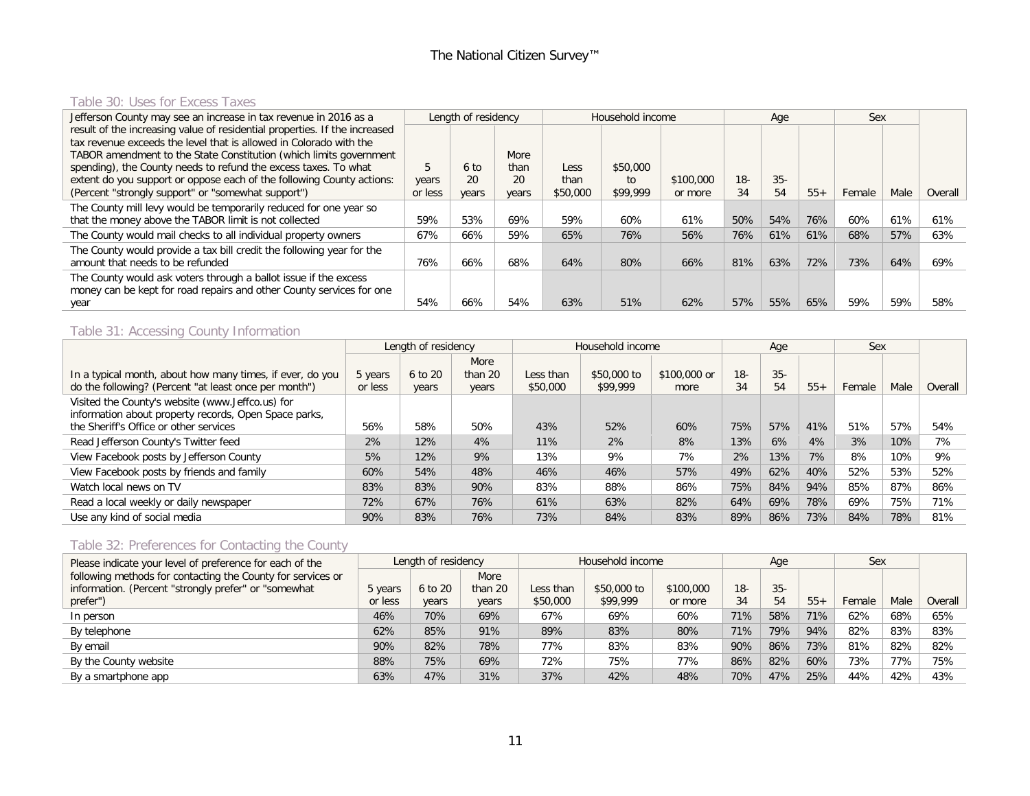### Table 30: Uses for Excess Taxes

| Jefferson County may see an increase in tax revenue in 2016 as a result of the increasing value of residential properties. If the increased tax revenue exceeds the level that is allowed in Colorado with the TABOR amendment to the State Constitution (which limits government spending), the County needs to refund the excess taxes. To what extent do you support or oppose each of the following County actions: (Percent "strongly support" or "somewhat support") | Length of residency | | | Household income | | | Age | | | Sex | | Overall |
|---|---|---|---|---|---|---|---|---|---|---|---|---|
| | 5 years or less | 6 to 20 years | More than 20 years | Less than $50,000 | $50,000 to $99,999 | $100,000 or more | 18-34 | 35-54 | 55+ | Female | Male | |
| The County mill levy would be temporarily reduced for one year so that the money above the TABOR limit is not collected | 59% | 53% | 69% | 59% | 60% | 61% | 50% | 54% | 76% | 60% | 61% | 61% |
| The County would mail checks to all individual property owners | 67% | 66% | 59% | 65% | 76% | 56% | 76% | 61% | 61% | 68% | 57% | 63% |
| The County would provide a tax bill credit the following year for the amount that needs to be refunded | 76% | 66% | 68% | 64% | 80% | 66% | 81% | 63% | 72% | 73% | 64% | 69% |
| The County would ask voters through a ballot issue if the excess money can be kept for road repairs and other County services for one year | 54% | 66% | 54% | 63% | 51% | 62% | 57% | 55% | 65% | 59% | 59% | 58% |

### Table 31: Accessing County Information

| In a typical month, about how many times, if ever, do you do the following? (Percent "at least once per month") | Length of residency | | | Household income | | | Age | | | Sex | | Overall |
|---|---|---|---|---|---|---|---|---|---|---|---|---|
| | 5 years or less | 6 to 20 years | More than 20 years | Less than $50,000 | $50,000 to $99,999 | $100,000 or more | 18-34 | 35-54 | 55+ | Female | Male | |
| Visited the County's website (www.Jeffco.us) for information about property records, Open Space parks, the Sheriff's Office or other services | 56% | 58% | 50% | 43% | 52% | 60% | 75% | 57% | 41% | 51% | 57% | 54% |
| Read Jefferson County's Twitter feed | 2% | 12% | 4% | 11% | 2% | 8% | 13% | 6% | 4% | 3% | 10% | 7% |
| View Facebook posts by Jefferson County | 5% | 12% | 9% | 13% | 9% | 7% | 2% | 13% | 7% | 8% | 10% | 9% |
| View Facebook posts by friends and family | 60% | 54% | 48% | 46% | 46% | 57% | 49% | 62% | 40% | 52% | 53% | 52% |
| Watch local news on TV | 83% | 83% | 90% | 83% | 88% | 86% | 75% | 84% | 94% | 85% | 87% | 86% |
| Read a local weekly or daily newspaper | 72% | 67% | 76% | 61% | 63% | 82% | 64% | 69% | 78% | 69% | 75% | 71% |
| Use any kind of social media | 90% | 83% | 76% | 73% | 84% | 83% | 89% | 86% | 73% | 84% | 78% | 81% |

### Table 32: Preferences for Contacting the County

| Please indicate your level of preference for each of the following methods for contacting the County for services or information. (Percent "strongly prefer" or "somewhat prefer") | Length of residency | | | Household income | | | Age | | | Sex | | Overall |
|---|---|---|---|---|---|---|---|---|---|---|---|---|
| | 5 years or less | 6 to 20 years | More than 20 years | Less than $50,000 | $50,000 to $99,999 | $100,000 or more | 18-34 | 35-54 | 55+ | Female | Male | |
| In person | 46% | 70% | 69% | 67% | 69% | 60% | 71% | 58% | 71% | 62% | 68% | 65% |
| By telephone | 62% | 85% | 91% | 89% | 83% | 80% | 71% | 79% | 94% | 82% | 83% | 83% |
| By email | 90% | 82% | 78% | 77% | 83% | 83% | 90% | 86% | 73% | 81% | 82% | 82% |
| By the County website | 88% | 75% | 69% | 72% | 75% | 77% | 86% | 82% | 60% | 73% | 77% | 75% |
| By a smartphone app | 63% | 47% | 31% | 37% | 42% | 48% | 70% | 47% | 25% | 44% | 42% | 43% |